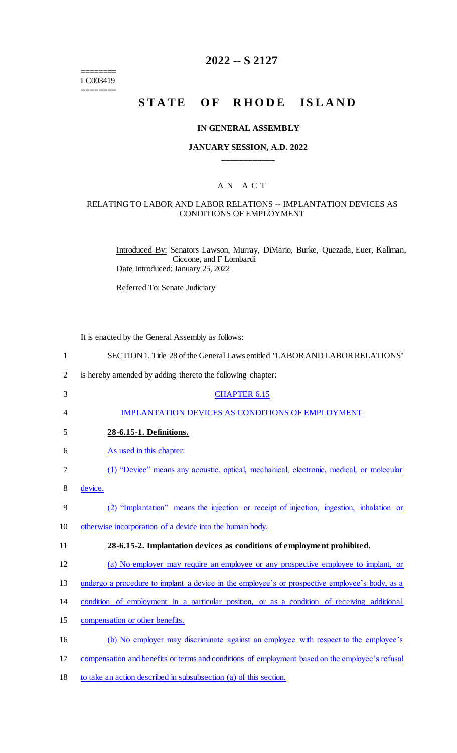========
LC003419
========

# 2022 -- S 2127

# STATE OF RHODE ISLAND

## IN GENERAL ASSEMBLY

### JANUARY SESSION, A.D. 2022

## A N A C T

### RELATING TO LABOR AND LABOR RELATIONS -- IMPLANTATION DEVICES AS CONDITIONS OF EMPLOYMENT

Introduced By: Senators Lawson, Murray, DiMario, Burke, Quezada, Euer, Kallman, Ciccone, and F Lombardi

Date Introduced: January 25, 2022

Referred To: Senate Judiciary

It is enacted by the General Assembly as follows:

1 SECTION 1. Title 28 of the General Laws entitled "LABOR AND LABOR RELATIONS"

2 is hereby amended by adding thereto the following chapter:

3 CHAPTER 6.15

4 IMPLANTATION DEVICES AS CONDITIONS OF EMPLOYMENT

5 **28-6.15-1. Definitions.**

6 As used in this chapter:

7 (1) "Device" means any acoustic, optical, mechanical, electronic, medical, or molecular

8 device.

9 (2) "Implantation" means the injection or receipt of injection, ingestion, inhalation or

10 otherwise incorporation of a device into the human body.

11 **28-6.15-2. Implantation devices as conditions of employment prohibited.**

12 (a) No employer may require an employee or any prospective employee to implant, or

13 undergo a procedure to implant a device in the employee's or prospective employee's body, as a

14 condition of employment in a particular position, or as a condition of receiving additional

15 compensation or other benefits.

16 (b) No employer may discriminate against an employee with respect to the employee's

17 compensation and benefits or terms and conditions of employment based on the employee's refusal

18 to take an action described in subsubsection (a) of this section.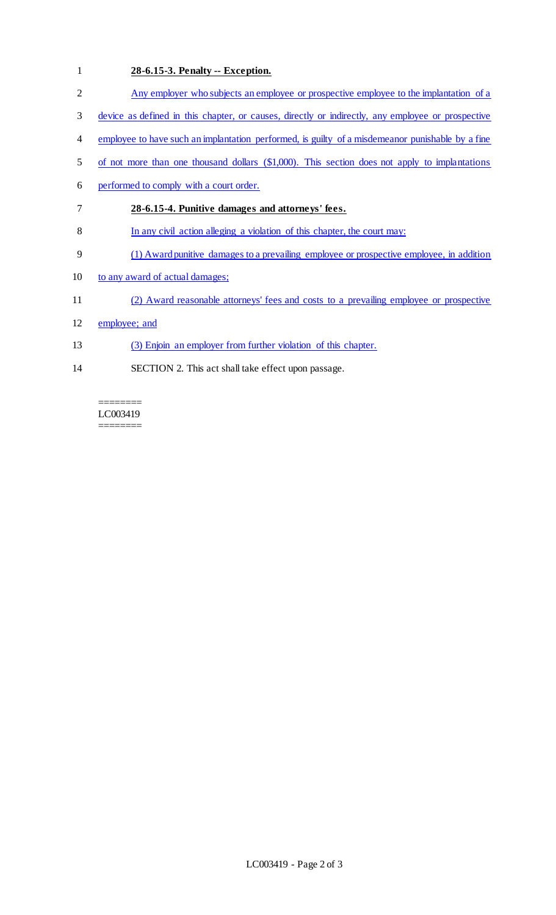**28-6.15-3. Penalty -- Exception.**

Any employer who subjects an employee or prospective employee to the implantation of a device as defined in this chapter, or causes, directly or indirectly, any employee or prospective employee to have such an implantation performed, is guilty of a misdemeanor punishable by a fine of not more than one thousand dollars ($1,000). This section does not apply to implantations performed to comply with a court order.

**28-6.15-4. Punitive damages and attorneys' fees.**

In any civil action alleging a violation of this chapter, the court may:

(1) Award punitive damages to a prevailing employee or prospective employee, in addition to any award of actual damages;

(2) Award reasonable attorneys' fees and costs to a prevailing employee or prospective employee; and

(3) Enjoin an employer from further violation of this chapter.

SECTION 2. This act shall take effect upon passage.

========
LC003419
========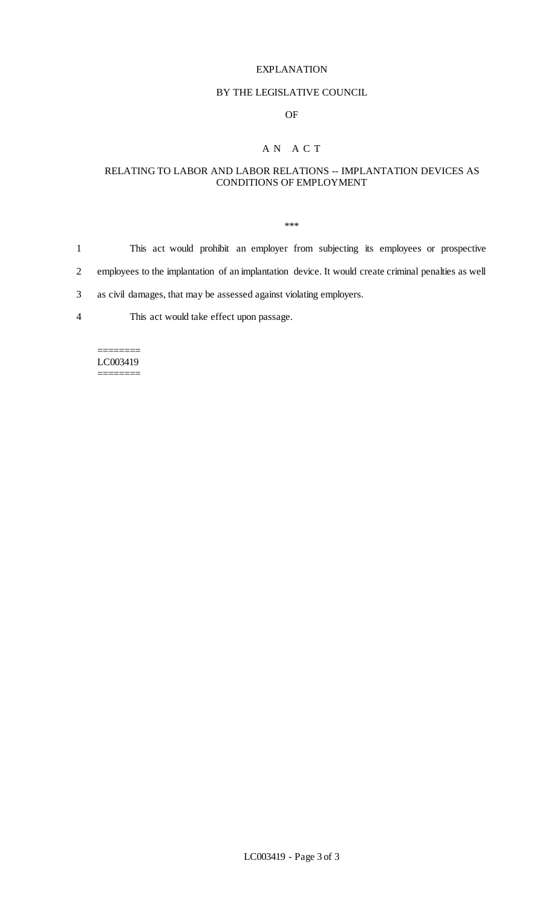EXPLANATION

BY THE LEGISLATIVE COUNCIL

OF

# A N A C T

## RELATING TO LABOR AND LABOR RELATIONS -- IMPLANTATION DEVICES AS CONDITIONS OF EMPLOYMENT

\*\*\*

1 This act would prohibit an employer from subjecting its employees or prospective
2 employees to the implantation of an implantation device. It would create criminal penalties as well
3 as civil damages, that may be assessed against violating employers.
4 This act would take effect upon passage.

========
LC003419
========